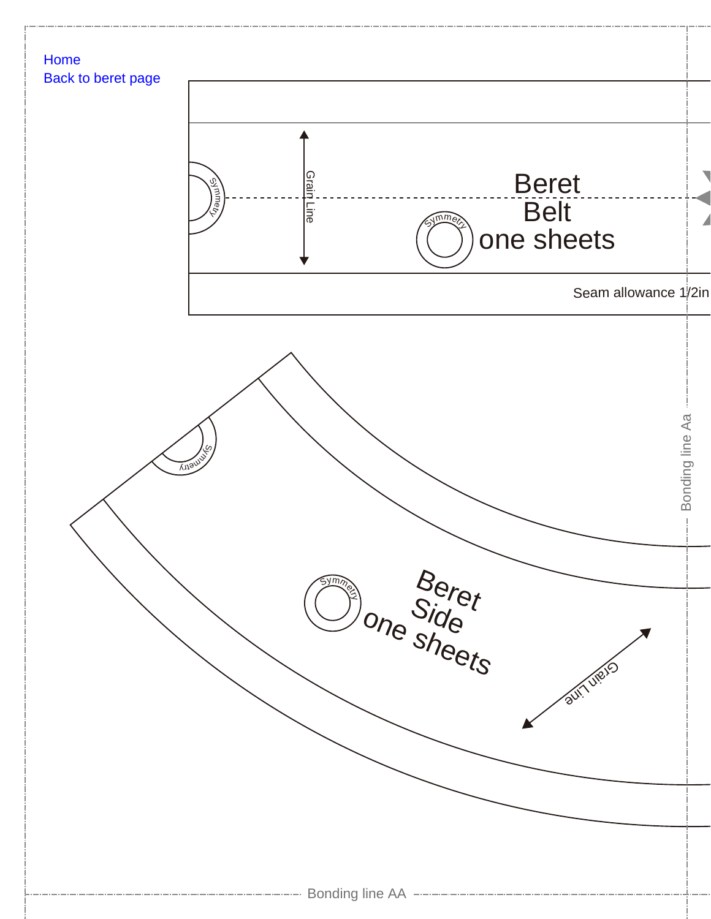Home

Back to beret page

Grain Line

Symmetry

Symmetry

Beret
Belt
one sheets

Seam allowance 1/2in

Symmetry

Bonding line Aa

Symmetry

Beret
Side
one sheets

Grain Line

Bonding line AA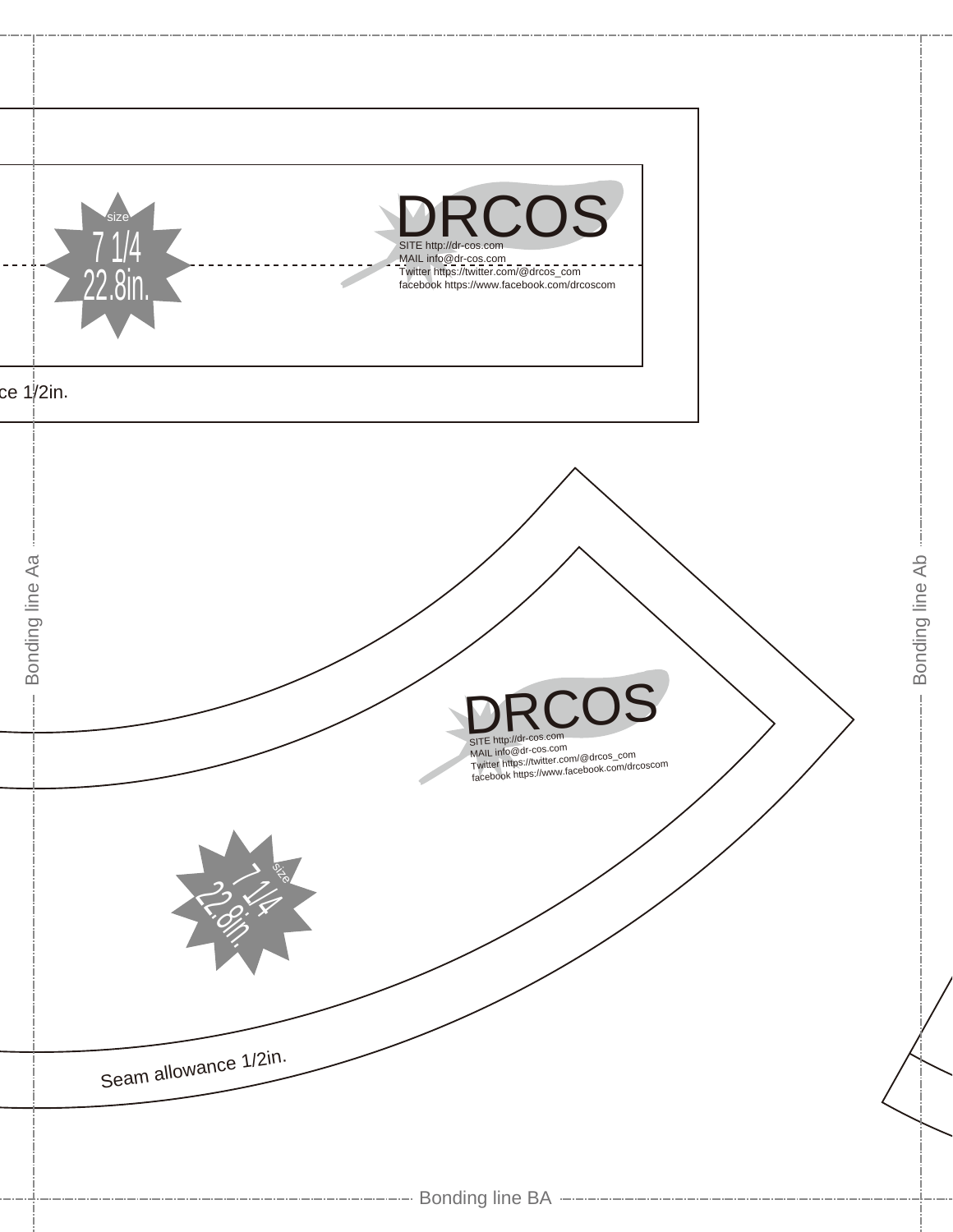size
7 1/4
22.8in.

DRCOS
SITE http://dr-cos.com
MAIL info@dr-cos.com
Twitter https://twitter.com/@drcos_com
facebook https://www.facebook.com/drcoscom

ce 1/2in.

Bonding line Aa

Bonding line Ab

DRCOS
SITE http://dr-cos.com
MAIL info@dr-cos.com
Twitter https://twitter.com/@drcos_com
facebook https://www.facebook.com/drcoscom

size
7 1/4
22.8in.

Seam allowance 1/2in.

Bonding line BA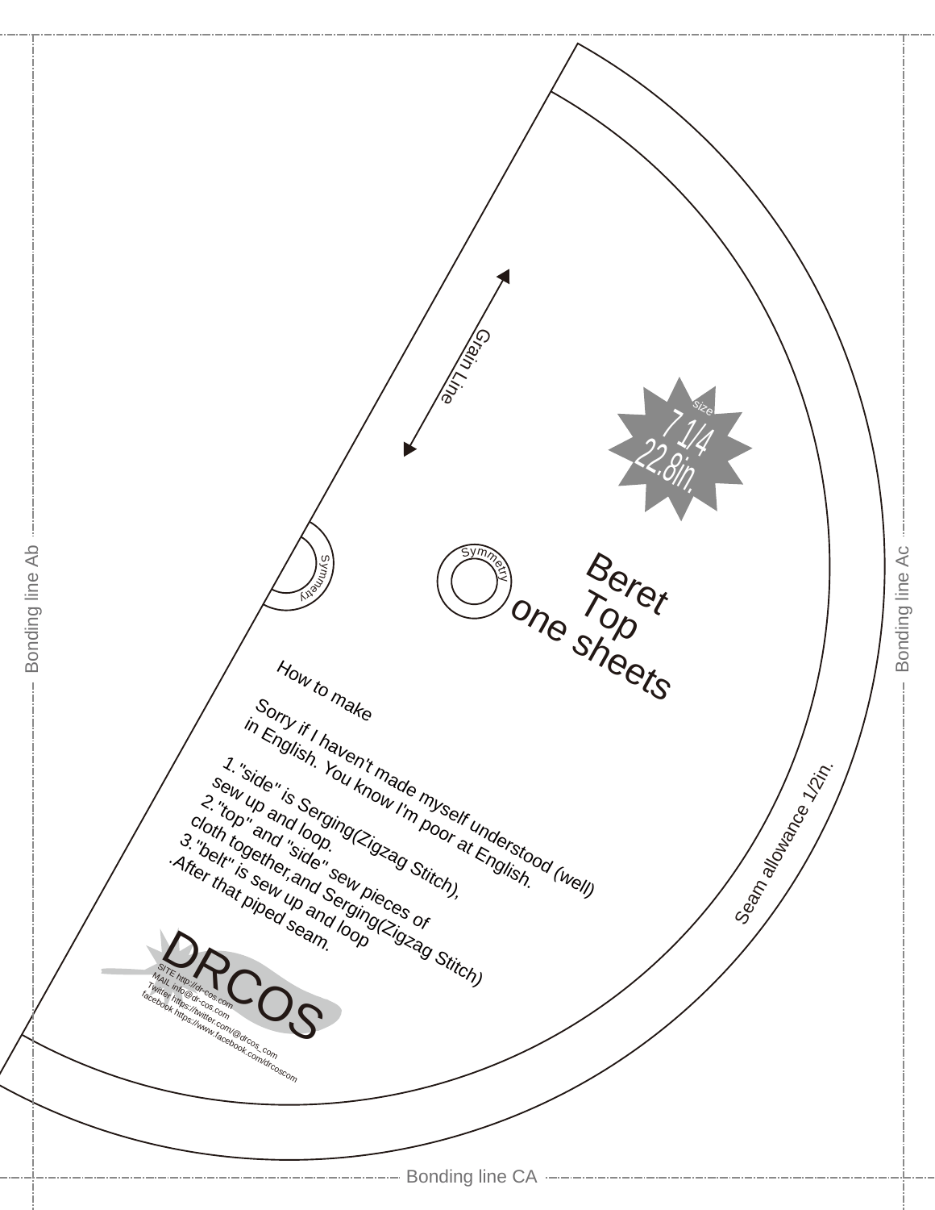Bonding line Ab

Bonding line Ac

Bonding line CA

Grain Line

size
7 1/4
22.8in.

Symmetry

Symmetry

# Beret Top one sheets

How to make

Sorry if I haven't made myself understood (well) in English. You know I'm poor at English.

1. "side" is Serging(Zigzag Stitch), sew up and loop.
2. "top" and "side" sew pieces of cloth together,and Serging(Zigzag Stitch)
3. "belt" is sew up and loop .After that piped seam.

Seam allowance 1/2in.

DRCOS

SITE http://dr-cos.com
MAIL info@dr-cos.com
Twitter https://twitter.com/@drcos_com
facebook https://www.facebook.com/drcoscom